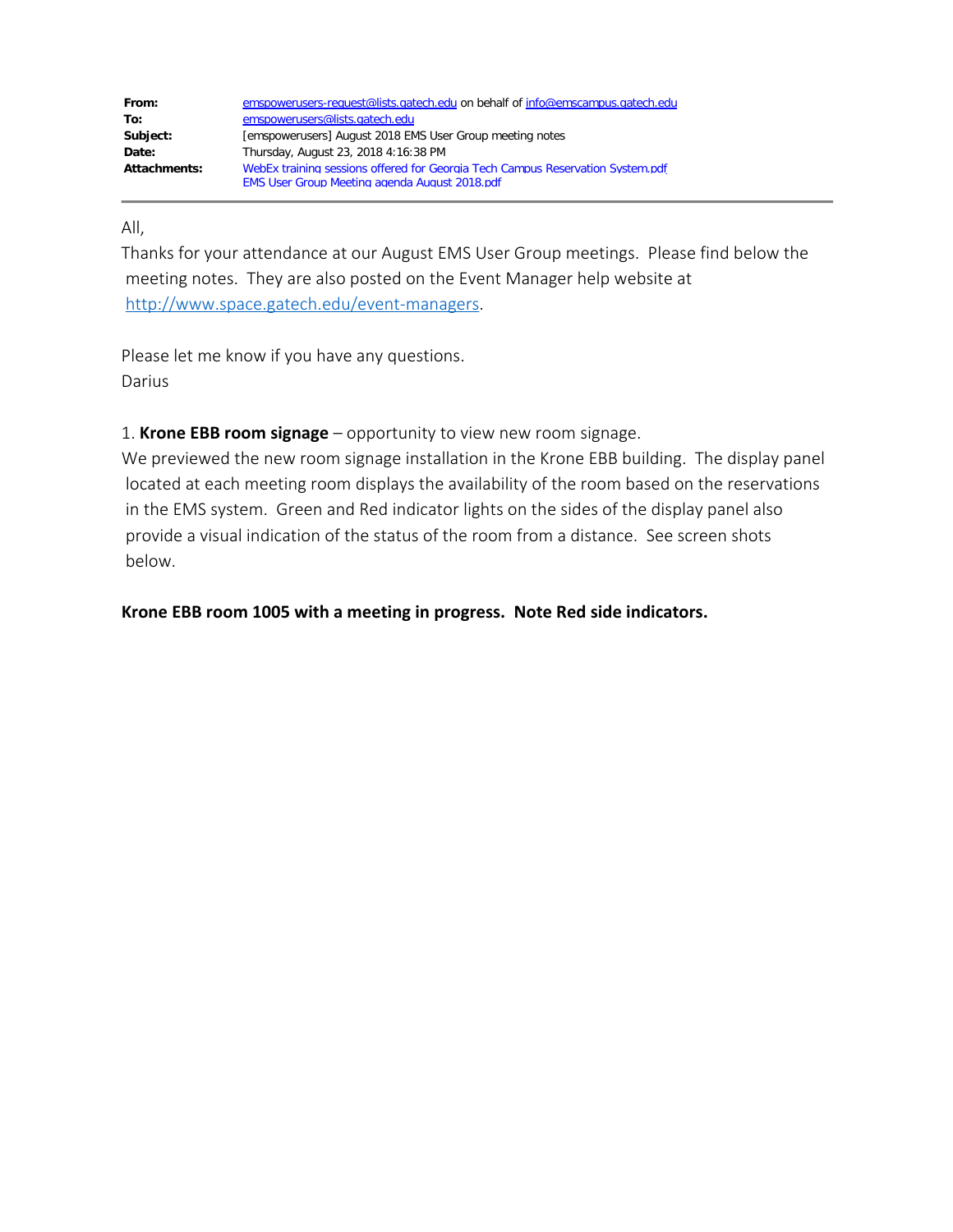| | |
|---|---|
| **From:** | emspowerusers-request@lists.gatech.edu on behalf of info@emscampus.gatech.edu |
| **To:** | emspowerusers@lists.gatech.edu |
| **Subject:** | [emspowerusers] August 2018 EMS User Group meeting notes |
| **Date:** | Thursday, August 23, 2018 4:16:38 PM |
| **Attachments:** | WebEx training sessions offered for Georgia Tech Campus Reservation System.pdf<br>EMS User Group Meeting agenda August 2018.pdf |

All,

Thanks for your attendance at our August EMS User Group meetings. Please find below the meeting notes. They are also posted on the Event Manager help website at http://www.space.gatech.edu/event-managers.

Please let me know if you have any questions.

Darius

1. **Krone EBB room signage** – opportunity to view new room signage.

We previewed the new room signage installation in the Krone EBB building. The display panel located at each meeting room displays the availability of the room based on the reservations in the EMS system. Green and Red indicator lights on the sides of the display panel also provide a visual indication of the status of the room from a distance. See screen shots below.

**Krone EBB room 1005 with a meeting in progress. Note Red side indicators.**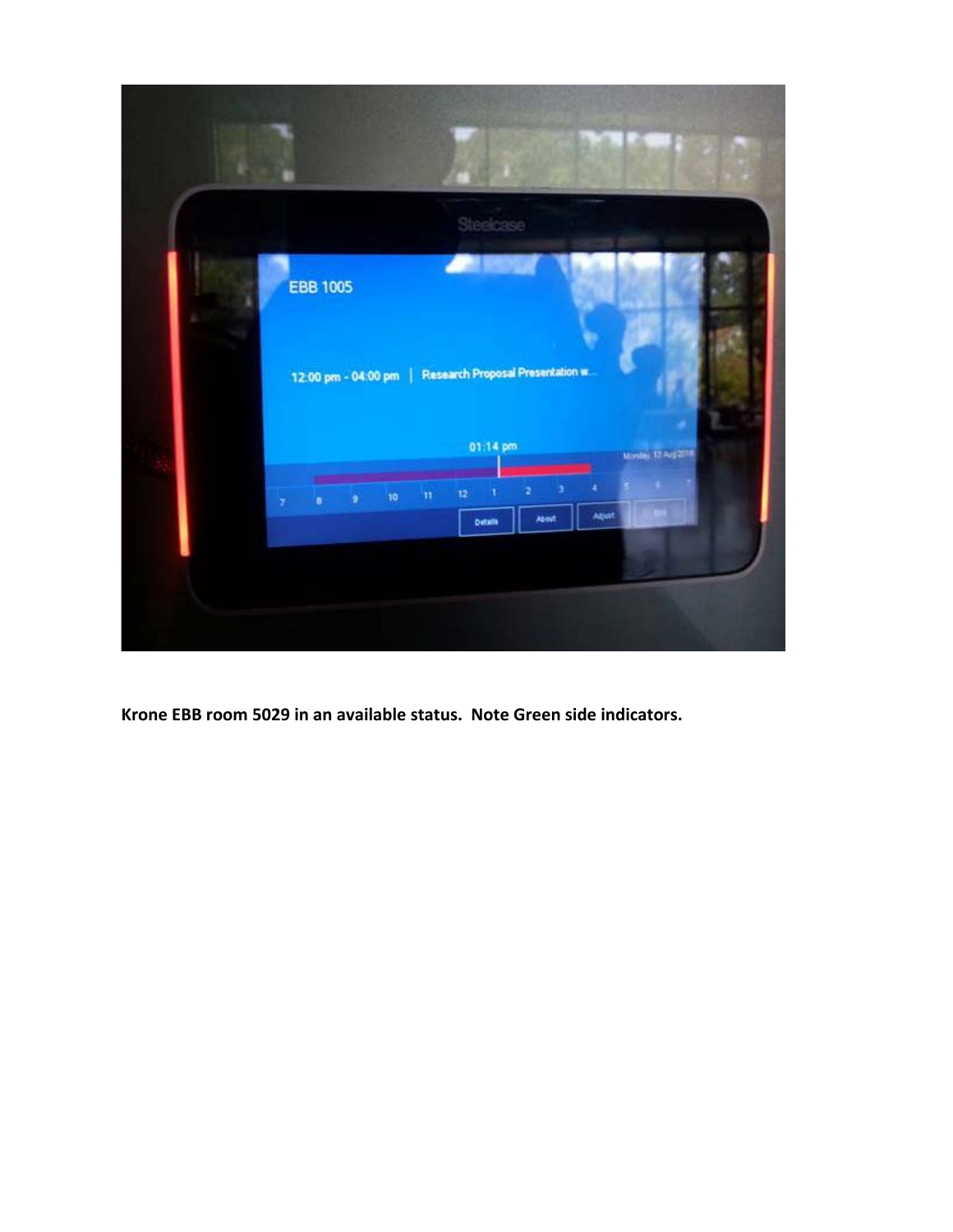**Krone EBB room 5029 in an available status.  Note Green side indicators.**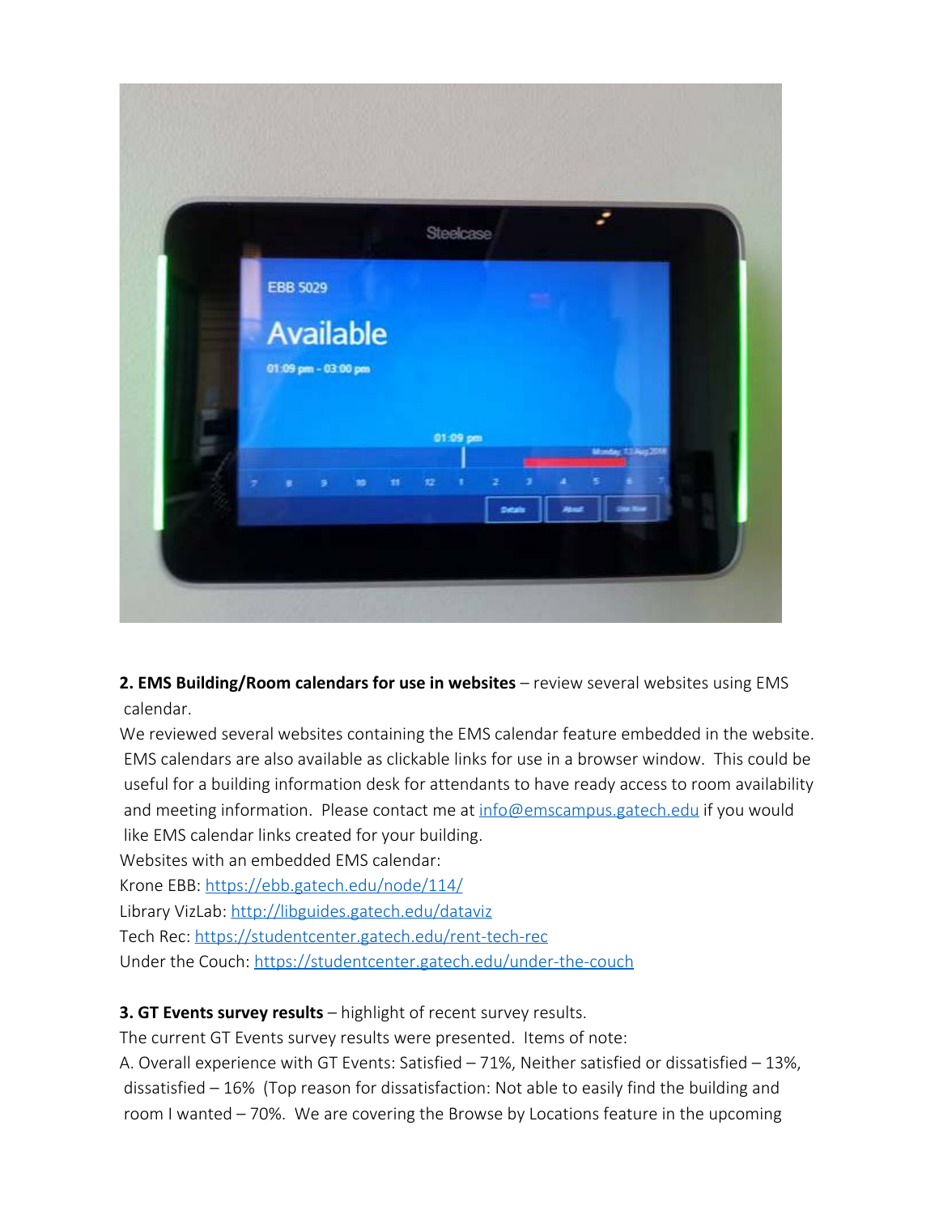**2. EMS Building/Room calendars for use in websites** – review several websites using EMS calendar.

We reviewed several websites containing the EMS calendar feature embedded in the website. EMS calendars are also available as clickable links for use in a browser window. This could be useful for a building information desk for attendants to have ready access to room availability and meeting information. Please contact me at [info@emscampus.gatech.edu](mailto:info@emscampus.gatech.edu) if you would like EMS calendar links created for your building.

Websites with an embedded EMS calendar:

Krone EBB: [https://ebb.gatech.edu/node/114/](https://ebb.gatech.edu/node/114/)

Library VizLab: [http://libguides.gatech.edu/dataviz](http://libguides.gatech.edu/dataviz)

Tech Rec: [https://studentcenter.gatech.edu/rent-tech-rec](https://studentcenter.gatech.edu/rent-tech-rec)

Under the Couch: [https://studentcenter.gatech.edu/under-the-couch](https://studentcenter.gatech.edu/under-the-couch)

**3. GT Events survey results** – highlight of recent survey results.

The current GT Events survey results were presented. Items of note:

A. Overall experience with GT Events: Satisfied – 71%, Neither satisfied or dissatisfied – 13%, dissatisfied – 16% (Top reason for dissatisfaction: Not able to easily find the building and room I wanted – 70%. We are covering the Browse by Locations feature in the upcoming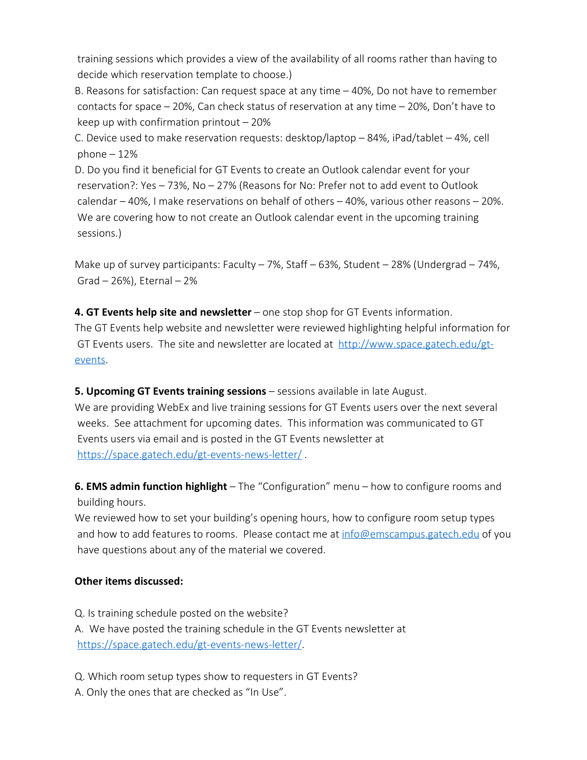training sessions which provides a view of the availability of all rooms rather than having to decide which reservation template to choose.)

B. Reasons for satisfaction: Can request space at any time – 40%, Do not have to remember contacts for space – 20%, Can check status of reservation at any time – 20%, Don't have to keep up with confirmation printout – 20%

C. Device used to make reservation requests: desktop/laptop – 84%, iPad/tablet – 4%, cell phone – 12%

D. Do you find it beneficial for GT Events to create an Outlook calendar event for your reservation?: Yes – 73%, No – 27% (Reasons for No: Prefer not to add event to Outlook calendar – 40%, I make reservations on behalf of others – 40%, various other reasons – 20%. We are covering how to not create an Outlook calendar event in the upcoming training sessions.)

Make up of survey participants: Faculty – 7%, Staff – 63%, Student – 28% (Undergrad – 74%, Grad – 26%), Eternal – 2%

**4. GT Events help site and newsletter** – one stop shop for GT Events information.
The GT Events help website and newsletter were reviewed highlighting helpful information for GT Events users. The site and newsletter are located at [http://www.space.gatech.edu/gt-events](http://www.space.gatech.edu/gt-events).

**5. Upcoming GT Events training sessions** – sessions available in late August.
We are providing WebEx and live training sessions for GT Events users over the next several weeks. See attachment for upcoming dates. This information was communicated to GT Events users via email and is posted in the GT Events newsletter at [https://space.gatech.edu/gt-events-news-letter/](https://space.gatech.edu/gt-events-news-letter/) .

**6. EMS admin function highlight** – The "Configuration" menu – how to configure rooms and building hours.
We reviewed how to set your building's opening hours, how to configure room setup types and how to add features to rooms. Please contact me at [info@emscampus.gatech.edu](mailto:info@emscampus.gatech.edu) of you have questions about any of the material we covered.

**Other items discussed:**

Q. Is training schedule posted on the website?
A. We have posted the training schedule in the GT Events newsletter at [https://space.gatech.edu/gt-events-news-letter/](https://space.gatech.edu/gt-events-news-letter/).

Q. Which room setup types show to requesters in GT Events?
A. Only the ones that are checked as "In Use".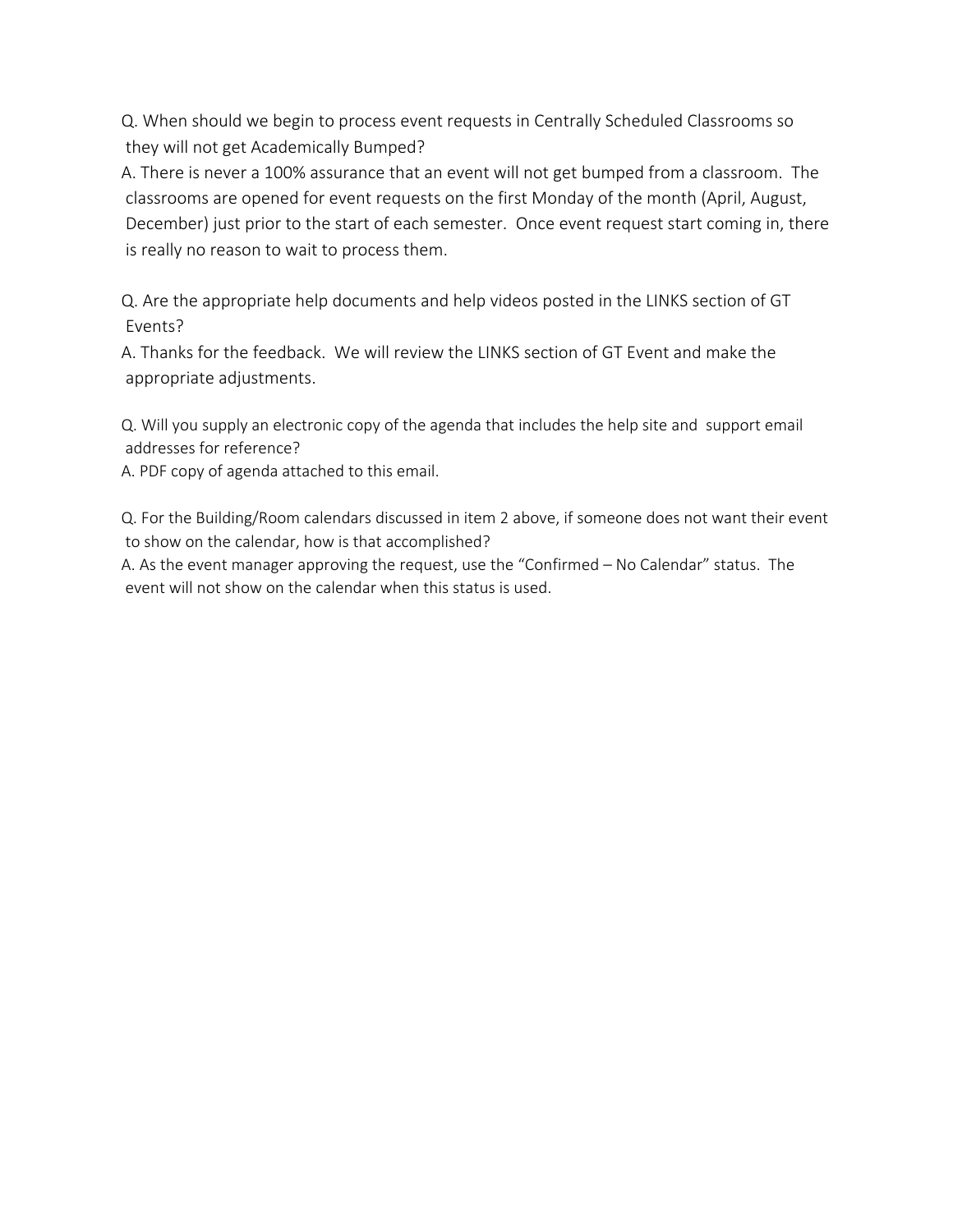Q. When should we begin to process event requests in Centrally Scheduled Classrooms so they will not get Academically Bumped?

A. There is never a 100% assurance that an event will not get bumped from a classroom. The classrooms are opened for event requests on the first Monday of the month (April, August, December) just prior to the start of each semester. Once event request start coming in, there is really no reason to wait to process them.

Q. Are the appropriate help documents and help videos posted in the LINKS section of GT Events?

A. Thanks for the feedback. We will review the LINKS section of GT Event and make the appropriate adjustments.

Q. Will you supply an electronic copy of the agenda that includes the help site and support email addresses for reference?

A. PDF copy of agenda attached to this email.

Q. For the Building/Room calendars discussed in item 2 above, if someone does not want their event to show on the calendar, how is that accomplished?

A. As the event manager approving the request, use the "Confirmed – No Calendar" status. The event will not show on the calendar when this status is used.